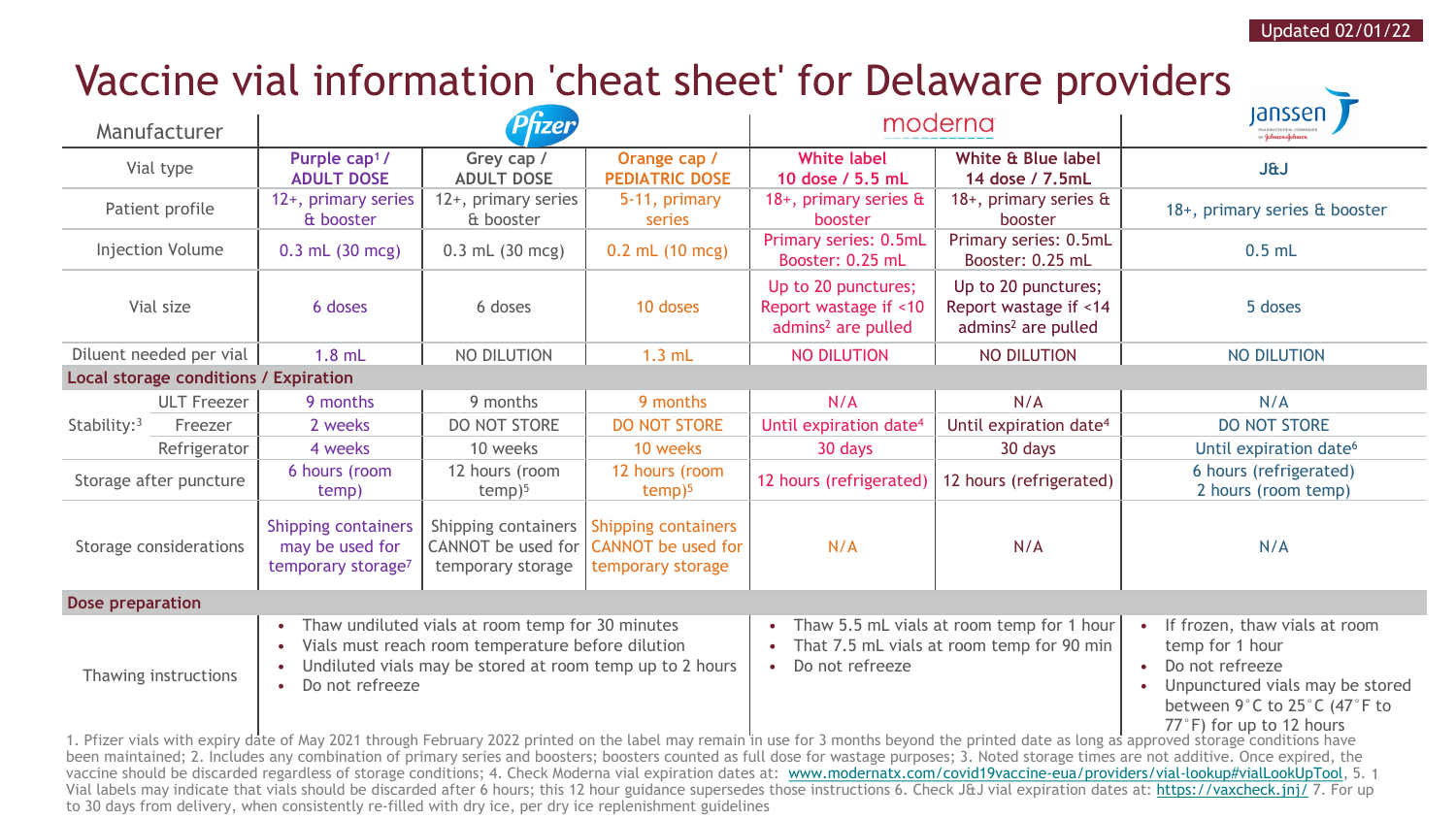Updated 02/01/22

# Vaccine vial information 'cheat sheet' for Delaware providers

| Manufacturer | Pfizer | | | Moderna | | Janssen |
|---|---|---|---|---|---|---|
| Vial type | Purple cap[1] / ADULT DOSE | Grey cap / ADULT DOSE | Orange cap / PEDIATRIC DOSE | White label 10 dose / 5.5 mL | White & Blue label 14 dose / 7.5mL | J&J |
| Patient profile | 12+, primary series & booster | 12+, primary series & booster | 5-11, primary series | 18+, primary series & booster | 18+, primary series & booster | 18+, primary series & booster |
| Injection Volume | 0.3 mL (30 mcg) | 0.3 mL (30 mcg) | 0.2 mL (10 mcg) | Primary series: 0.5mL Booster: 0.25 mL | Primary series: 0.5mL Booster: 0.25 mL | 0.5 mL |
| Vial size | 6 doses | 6 doses | 10 doses | Up to 20 punctures; Report wastage if <10 admins[2] are pulled | Up to 20 punctures; Report wastage if <14 admins[2] are pulled | 5 doses |
| Diluent needed per vial | 1.8 mL | NO DILUTION | 1.3 mL | NO DILUTION | NO DILUTION | NO DILUTION |
| **Local storage conditions / Expiration** | | | | | | |
| Stability:[3] ULT Freezer | 9 months | 9 months | 9 months | N/A | N/A | N/A |
| Stability:[3] Freezer | 2 weeks | DO NOT STORE | DO NOT STORE | Until expiration date[4] | Until expiration date[4] | DO NOT STORE |
| Stability:[3] Refrigerator | 4 weeks | 10 weeks | 10 weeks | 30 days | 30 days | Until expiration date[6] |
| Storage after puncture | 6 hours (room temp) | 12 hours (room temp)[5] | 12 hours (room temp)[5] | 12 hours (refrigerated) | 12 hours (refrigerated) | 6 hours (refrigerated) 2 hours (room temp) |
| Storage considerations | Shipping containers may be used for temporary storage[7] | Shipping containers CANNOT be used for temporary storage | Shipping containers CANNOT be used for temporary storage | N/A | N/A | N/A |
| **Dose preparation** | | | | | | |
| Thawing instructions | • Thaw undiluted vials at room temp for 30 minutes<br>• Vials must reach room temperature before dilution<br>• Undiluted vials may be stored at room temp up to 2 hours<br>• Do not refreeze | | | • Thaw 5.5 mL vials at room temp for 1 hour<br>• That 7.5 mL vials at room temp for 90 min<br>• Do not refreeze | | • If frozen, thaw vials at room temp for 1 hour<br>• Do not refreeze<br>• Unpunctured vials may be stored between 9°C to 25°C (47°F to 77°F) for up to 12 hours |

1. Pfizer vials with expiry date of May 2021 through February 2022 printed on the label may remain in use for 3 months beyond the printed date as long as approved storage conditions have been maintained; 2. Includes any combination of primary series and boosters; boosters counted as full dose for wastage purposes; 3. Noted storage times are not additive. Once expired, the vaccine should be discarded regardless of storage conditions; 4. Check Moderna vial expiration dates at: www.modernatx.com/covid19vaccine-eua/providers/vial-lookup#vialLookUpTool, 5. Vial labels may indicate that vials should be discarded after 6 hours; this 12 hour guidance supersedes those instructions 6. Check J&J vial expiration dates at: https://vaxcheck.jnj/ 7. For up to 30 days from delivery, when consistently re-filled with dry ice, per dry ice replenishment guidelines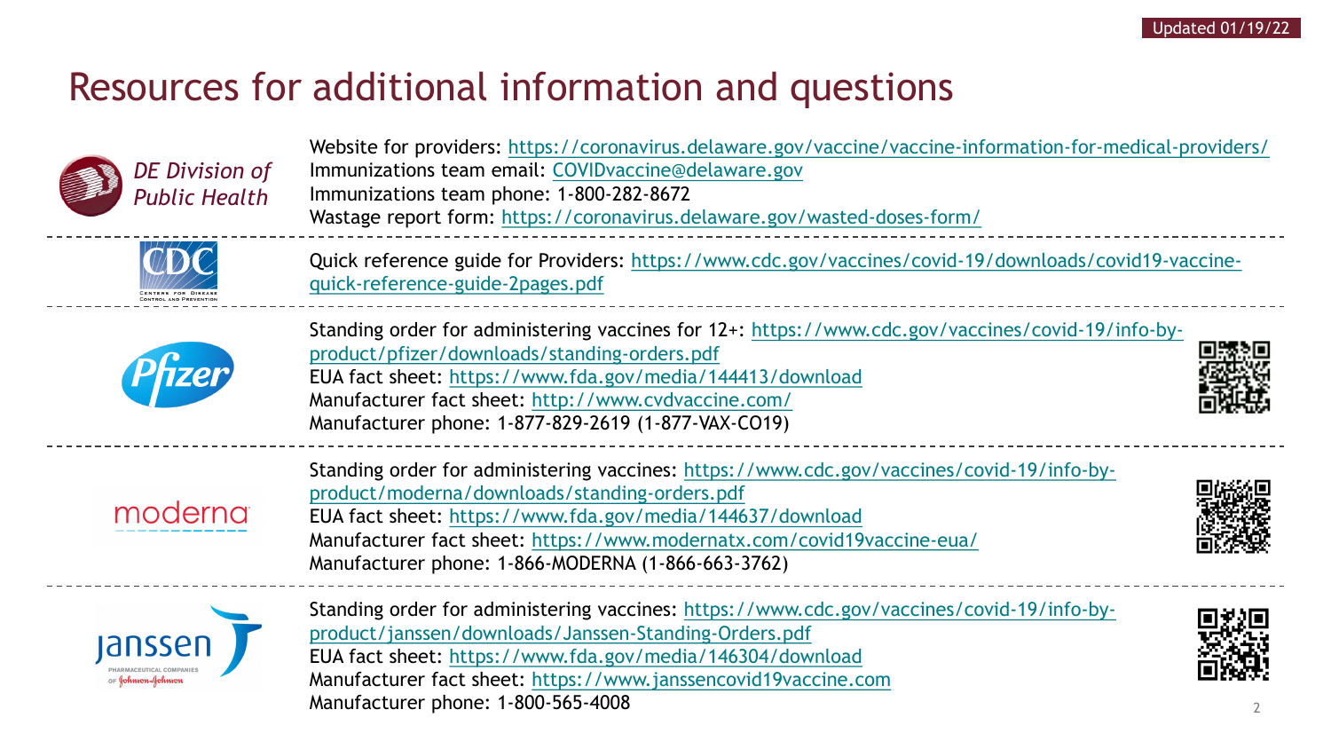Updated 01/19/22

# Resources for additional information and questions

## DE Division of Public Health

Website for providers: https://coronavirus.delaware.gov/vaccine/vaccine-information-for-medical-providers/
Immunizations team email: COVIDvaccine@delaware.gov
Immunizations team phone: 1-800-282-8672
Wastage report form: https://coronavirus.delaware.gov/wasted-doses-form/

## CDC

Quick reference guide for Providers: https://www.cdc.gov/vaccines/covid-19/downloads/covid19-vaccine-quick-reference-guide-2pages.pdf

## Pfizer

Standing order for administering vaccines for 12+: https://www.cdc.gov/vaccines/covid-19/info-by-product/pfizer/downloads/standing-orders.pdf
EUA fact sheet: https://www.fda.gov/media/144413/download
Manufacturer fact sheet: http://www.cvdvaccine.com/
Manufacturer phone: 1-877-829-2619 (1-877-VAX-CO19)

## moderna

Standing order for administering vaccines: https://www.cdc.gov/vaccines/covid-19/info-by-product/moderna/downloads/standing-orders.pdf
EUA fact sheet: https://www.fda.gov/media/144637/download
Manufacturer fact sheet: https://www.modernatx.com/covid19vaccine-eua/
Manufacturer phone: 1-866-MODERNA (1-866-663-3762)

## Janssen Pharmaceutical Companies of Johnson & Johnson

Standing order for administering vaccines: https://www.cdc.gov/vaccines/covid-19/info-by-product/janssen/downloads/Janssen-Standing-Orders.pdf
EUA fact sheet: https://www.fda.gov/media/146304/download
Manufacturer fact sheet: https://www.janssencovid19vaccine.com
Manufacturer phone: 1-800-565-4008